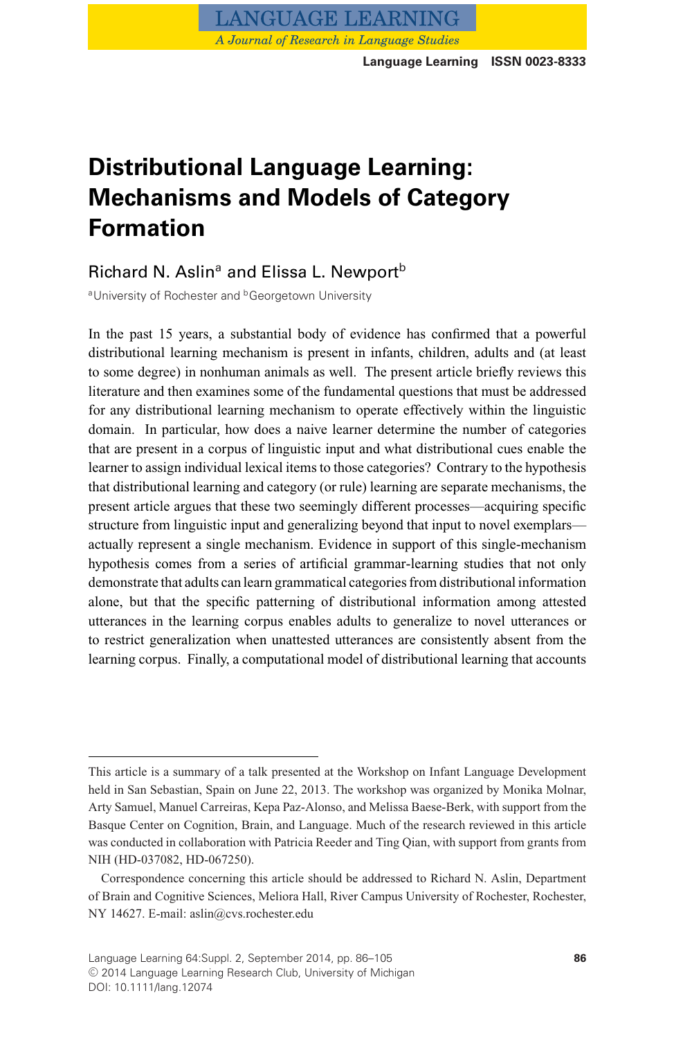# Distributional Language Learning: Mechanisms and Models of Category Formation

Richard N. Aslin[a] and Elissa L. Newport[b]

[a]University of Rochester and [b]Georgetown University

In the past 15 years, a substantial body of evidence has confirmed that a powerful distributional learning mechanism is present in infants, children, adults and (at least to some degree) in nonhuman animals as well. The present article briefly reviews this literature and then examines some of the fundamental questions that must be addressed for any distributional learning mechanism to operate effectively within the linguistic domain. In particular, how does a naive learner determine the number of categories that are present in a corpus of linguistic input and what distributional cues enable the learner to assign individual lexical items to those categories? Contrary to the hypothesis that distributional learning and category (or rule) learning are separate mechanisms, the present article argues that these two seemingly different processes—acquiring specific structure from linguistic input and generalizing beyond that input to novel exemplars—actually represent a single mechanism. Evidence in support of this single-mechanism hypothesis comes from a series of artificial grammar-learning studies that not only demonstrate that adults can learn grammatical categories from distributional information alone, but that the specific patterning of distributional information among attested utterances in the learning corpus enables adults to generalize to novel utterances or to restrict generalization when unattested utterances are consistently absent from the learning corpus. Finally, a computational model of distributional learning that accounts

---

This article is a summary of a talk presented at the Workshop on Infant Language Development held in San Sebastian, Spain on June 22, 2013. The workshop was organized by Monika Molnar, Arty Samuel, Manuel Carreiras, Kepa Paz-Alonso, and Melissa Baese-Berk, with support from the Basque Center on Cognition, Brain, and Language. Much of the research reviewed in this article was conducted in collaboration with Patricia Reeder and Ting Qian, with support from grants from NIH (HD-037082, HD-067250).

Correspondence concerning this article should be addressed to Richard N. Aslin, Department of Brain and Cognitive Sciences, Meliora Hall, River Campus University of Rochester, Rochester, NY 14627. E-mail: aslin@cvs.rochester.edu

© 2014 Language Learning Research Club, University of Michigan
DOI: 10.1111/lang.12074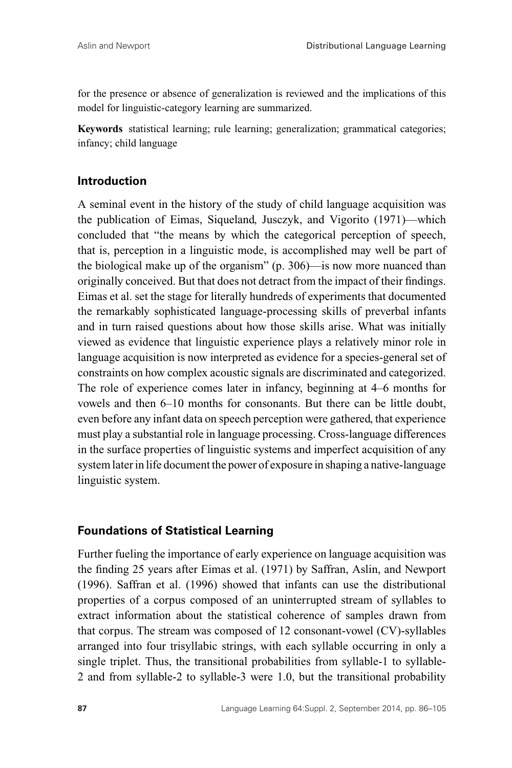for the presence or absence of generalization is reviewed and the implications of this model for linguistic-category learning are summarized.

**Keywords** statistical learning; rule learning; generalization; grammatical categories; infancy; child language

## Introduction

A seminal event in the history of the study of child language acquisition was the publication of Eimas, Siqueland, Jusczyk, and Vigorito (1971)—which concluded that "the means by which the categorical perception of speech, that is, perception in a linguistic mode, is accomplished may well be part of the biological make up of the organism" (p. 306)—is now more nuanced than originally conceived. But that does not detract from the impact of their findings. Eimas et al. set the stage for literally hundreds of experiments that documented the remarkably sophisticated language-processing skills of preverbal infants and in turn raised questions about how those skills arise. What was initially viewed as evidence that linguistic experience plays a relatively minor role in language acquisition is now interpreted as evidence for a species-general set of constraints on how complex acoustic signals are discriminated and categorized. The role of experience comes later in infancy, beginning at 4–6 months for vowels and then 6–10 months for consonants. But there can be little doubt, even before any infant data on speech perception were gathered, that experience must play a substantial role in language processing. Cross-language differences in the surface properties of linguistic systems and imperfect acquisition of any system later in life document the power of exposure in shaping a native-language linguistic system.

## Foundations of Statistical Learning

Further fueling the importance of early experience on language acquisition was the finding 25 years after Eimas et al. (1971) by Saffran, Aslin, and Newport (1996). Saffran et al. (1996) showed that infants can use the distributional properties of a corpus composed of an uninterrupted stream of syllables to extract information about the statistical coherence of samples drawn from that corpus. The stream was composed of 12 consonant-vowel (CV)-syllables arranged into four trisyllabic strings, with each syllable occurring in only a single triplet. Thus, the transitional probabilities from syllable-1 to syllable-2 and from syllable-2 to syllable-3 were 1.0, but the transitional probability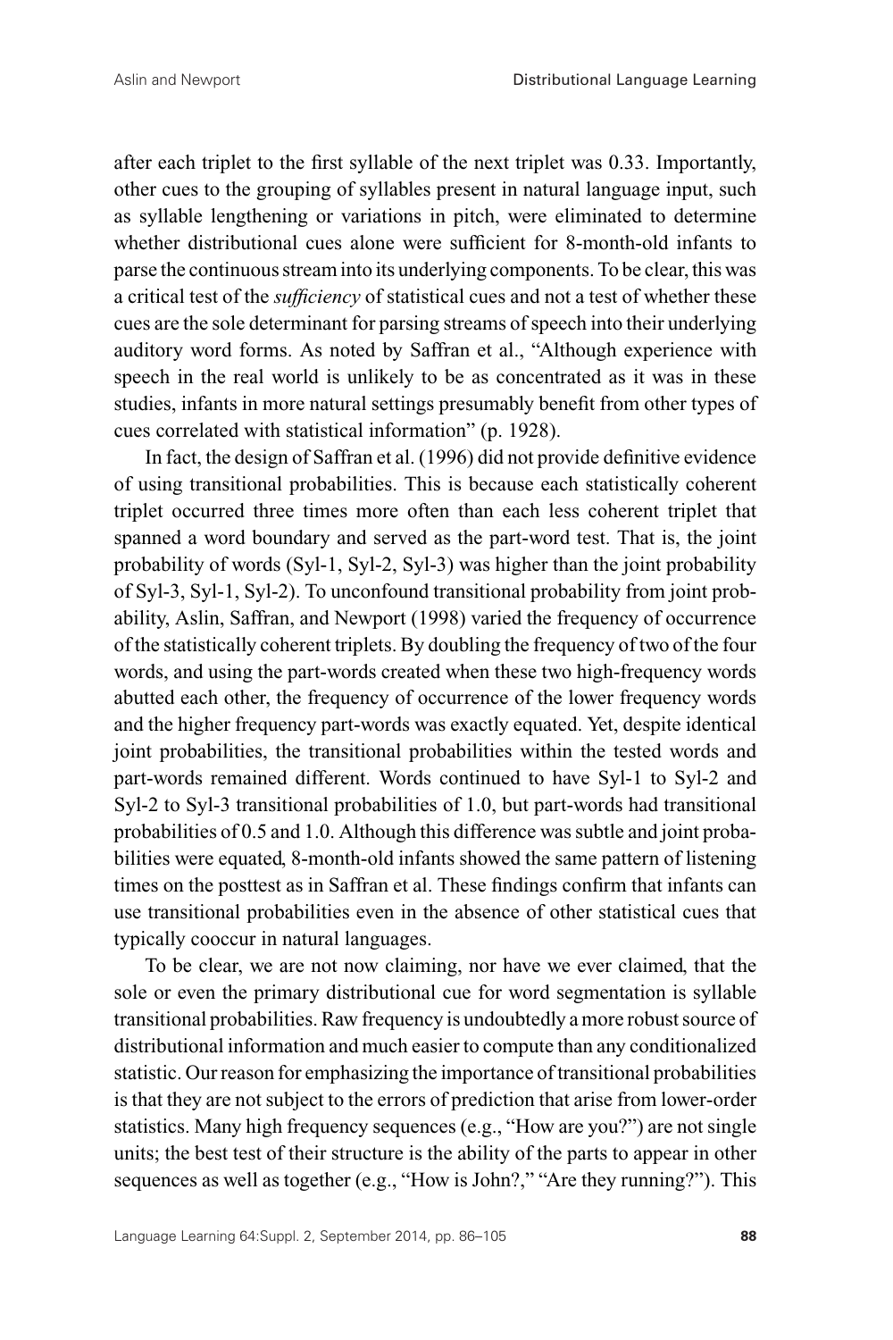after each triplet to the first syllable of the next triplet was 0.33. Importantly, other cues to the grouping of syllables present in natural language input, such as syllable lengthening or variations in pitch, were eliminated to determine whether distributional cues alone were sufficient for 8-month-old infants to parse the continuous stream into its underlying components. To be clear, this was a critical test of the *sufficiency* of statistical cues and not a test of whether these cues are the sole determinant for parsing streams of speech into their underlying auditory word forms. As noted by Saffran et al., "Although experience with speech in the real world is unlikely to be as concentrated as it was in these studies, infants in more natural settings presumably benefit from other types of cues correlated with statistical information" (p. 1928).

In fact, the design of Saffran et al. (1996) did not provide definitive evidence of using transitional probabilities. This is because each statistically coherent triplet occurred three times more often than each less coherent triplet that spanned a word boundary and served as the part-word test. That is, the joint probability of words (Syl-1, Syl-2, Syl-3) was higher than the joint probability of Syl-3, Syl-1, Syl-2). To unconfound transitional probability from joint probability, Aslin, Saffran, and Newport (1998) varied the frequency of occurrence of the statistically coherent triplets. By doubling the frequency of two of the four words, and using the part-words created when these two high-frequency words abutted each other, the frequency of occurrence of the lower frequency words and the higher frequency part-words was exactly equated. Yet, despite identical joint probabilities, the transitional probabilities within the tested words and part-words remained different. Words continued to have Syl-1 to Syl-2 and Syl-2 to Syl-3 transitional probabilities of 1.0, but part-words had transitional probabilities of 0.5 and 1.0. Although this difference was subtle and joint probabilities were equated, 8-month-old infants showed the same pattern of listening times on the posttest as in Saffran et al. These findings confirm that infants can use transitional probabilities even in the absence of other statistical cues that typically cooccur in natural languages.

To be clear, we are not now claiming, nor have we ever claimed, that the sole or even the primary distributional cue for word segmentation is syllable transitional probabilities. Raw frequency is undoubtedly a more robust source of distributional information and much easier to compute than any conditionalized statistic. Our reason for emphasizing the importance of transitional probabilities is that they are not subject to the errors of prediction that arise from lower-order statistics. Many high frequency sequences (e.g., "How are you?") are not single units; the best test of their structure is the ability of the parts to appear in other sequences as well as together (e.g., "How is John?," "Are they running?"). This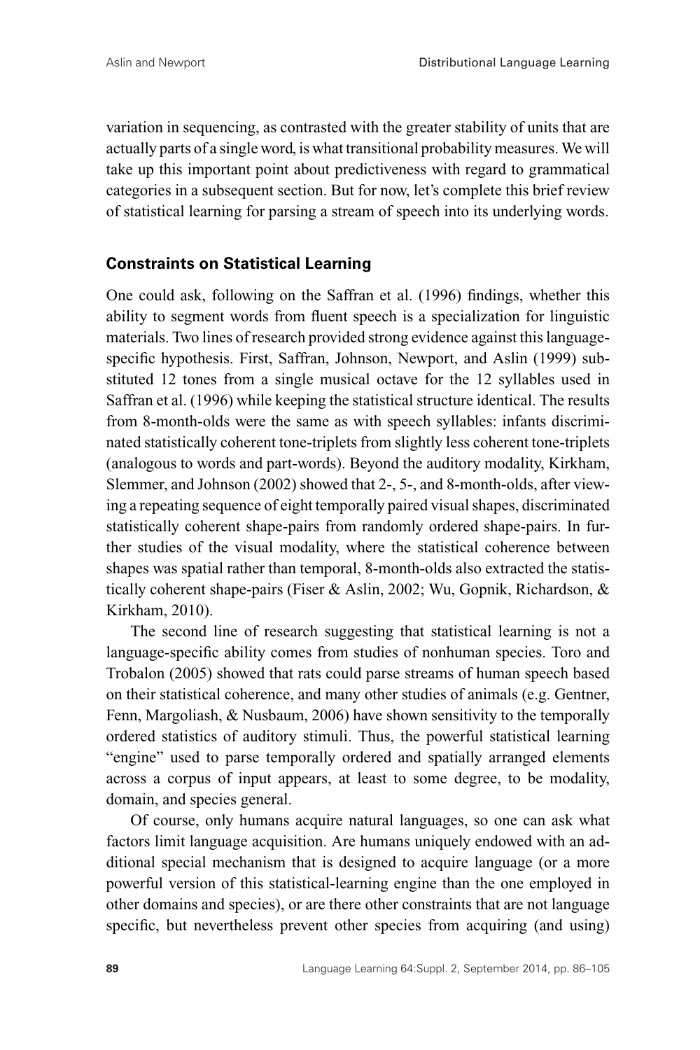variation in sequencing, as contrasted with the greater stability of units that are actually parts of a single word, is what transitional probability measures. We will take up this important point about predictiveness with regard to grammatical categories in a subsequent section. But for now, let's complete this brief review of statistical learning for parsing a stream of speech into its underlying words.

## Constraints on Statistical Learning

One could ask, following on the Saffran et al. (1996) findings, whether this ability to segment words from fluent speech is a specialization for linguistic materials. Two lines of research provided strong evidence against this language-specific hypothesis. First, Saffran, Johnson, Newport, and Aslin (1999) substituted 12 tones from a single musical octave for the 12 syllables used in Saffran et al. (1996) while keeping the statistical structure identical. The results from 8-month-olds were the same as with speech syllables: infants discriminated statistically coherent tone-triplets from slightly less coherent tone-triplets (analogous to words and part-words). Beyond the auditory modality, Kirkham, Slemmer, and Johnson (2002) showed that 2-, 5-, and 8-month-olds, after viewing a repeating sequence of eight temporally paired visual shapes, discriminated statistically coherent shape-pairs from randomly ordered shape-pairs. In further studies of the visual modality, where the statistical coherence between shapes was spatial rather than temporal, 8-month-olds also extracted the statistically coherent shape-pairs (Fiser & Aslin, 2002; Wu, Gopnik, Richardson, & Kirkham, 2010).

The second line of research suggesting that statistical learning is not a language-specific ability comes from studies of nonhuman species. Toro and Trobalon (2005) showed that rats could parse streams of human speech based on their statistical coherence, and many other studies of animals (e.g. Gentner, Fenn, Margoliash, & Nusbaum, 2006) have shown sensitivity to the temporally ordered statistics of auditory stimuli. Thus, the powerful statistical learning "engine" used to parse temporally ordered and spatially arranged elements across a corpus of input appears, at least to some degree, to be modality, domain, and species general.

Of course, only humans acquire natural languages, so one can ask what factors limit language acquisition. Are humans uniquely endowed with an additional special mechanism that is designed to acquire language (or a more powerful version of this statistical-learning engine than the one employed in other domains and species), or are there other constraints that are not language specific, but nevertheless prevent other species from acquiring (and using)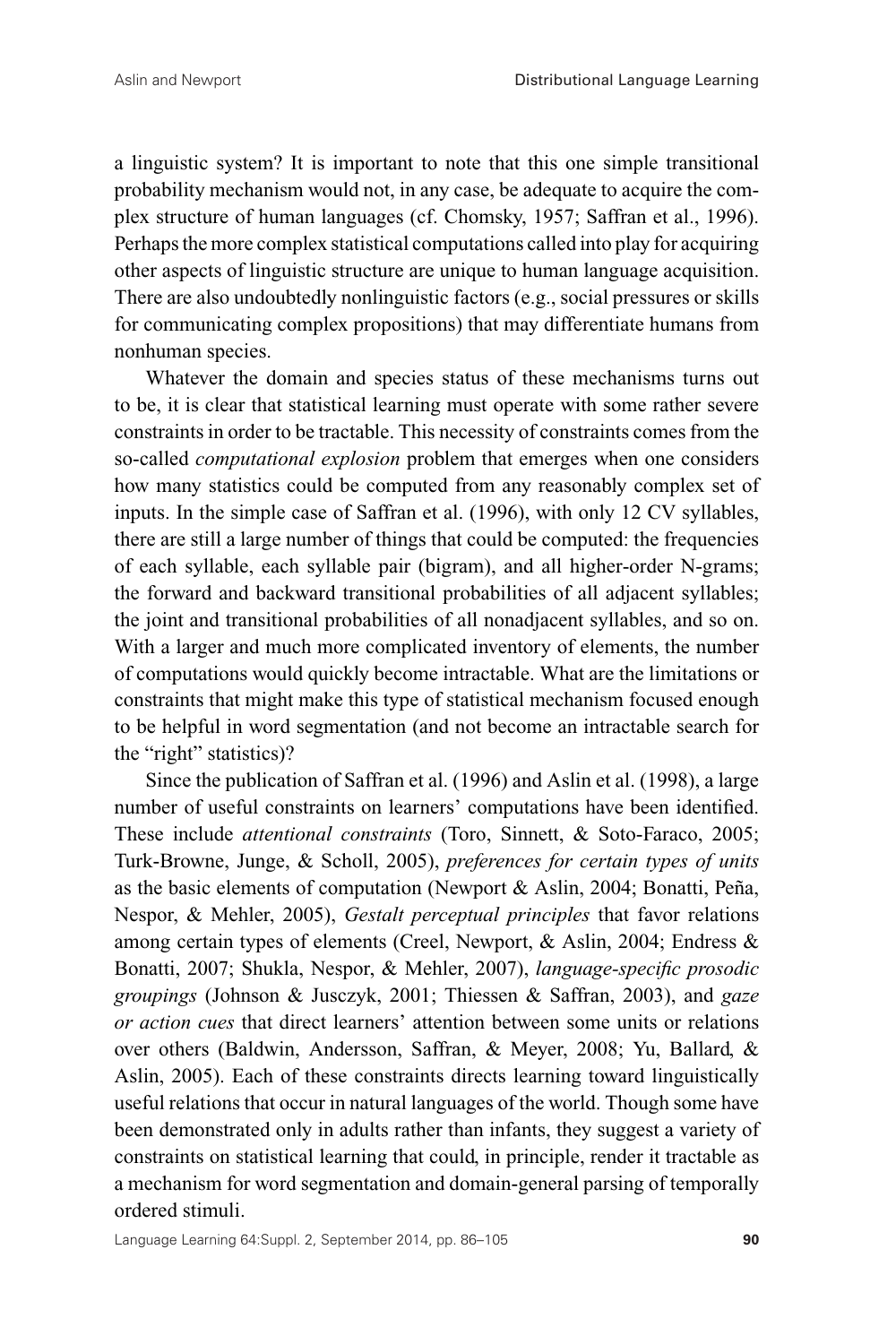a linguistic system? It is important to note that this one simple transitional probability mechanism would not, in any case, be adequate to acquire the complex structure of human languages (cf. Chomsky, 1957; Saffran et al., 1996). Perhaps the more complex statistical computations called into play for acquiring other aspects of linguistic structure are unique to human language acquisition. There are also undoubtedly nonlinguistic factors (e.g., social pressures or skills for communicating complex propositions) that may differentiate humans from nonhuman species.

Whatever the domain and species status of these mechanisms turns out to be, it is clear that statistical learning must operate with some rather severe constraints in order to be tractable. This necessity of constraints comes from the so-called *computational explosion* problem that emerges when one considers how many statistics could be computed from any reasonably complex set of inputs. In the simple case of Saffran et al. (1996), with only 12 CV syllables, there are still a large number of things that could be computed: the frequencies of each syllable, each syllable pair (bigram), and all higher-order N-grams; the forward and backward transitional probabilities of all adjacent syllables; the joint and transitional probabilities of all nonadjacent syllables, and so on. With a larger and much more complicated inventory of elements, the number of computations would quickly become intractable. What are the limitations or constraints that might make this type of statistical mechanism focused enough to be helpful in word segmentation (and not become an intractable search for the "right" statistics)?

Since the publication of Saffran et al. (1996) and Aslin et al. (1998), a large number of useful constraints on learners' computations have been identified. These include *attentional constraints* (Toro, Sinnett, & Soto-Faraco, 2005; Turk-Browne, Junge, & Scholl, 2005), *preferences for certain types of units* as the basic elements of computation (Newport & Aslin, 2004; Bonatti, Peña, Nespor, & Mehler, 2005), *Gestalt perceptual principles* that favor relations among certain types of elements (Creel, Newport, & Aslin, 2004; Endress & Bonatti, 2007; Shukla, Nespor, & Mehler, 2007), *language-specific prosodic groupings* (Johnson & Jusczyk, 2001; Thiessen & Saffran, 2003), and *gaze or action cues* that direct learners' attention between some units or relations over others (Baldwin, Andersson, Saffran, & Meyer, 2008; Yu, Ballard, & Aslin, 2005). Each of these constraints directs learning toward linguistically useful relations that occur in natural languages of the world. Though some have been demonstrated only in adults rather than infants, they suggest a variety of constraints on statistical learning that could, in principle, render it tractable as a mechanism for word segmentation and domain-general parsing of temporally ordered stimuli.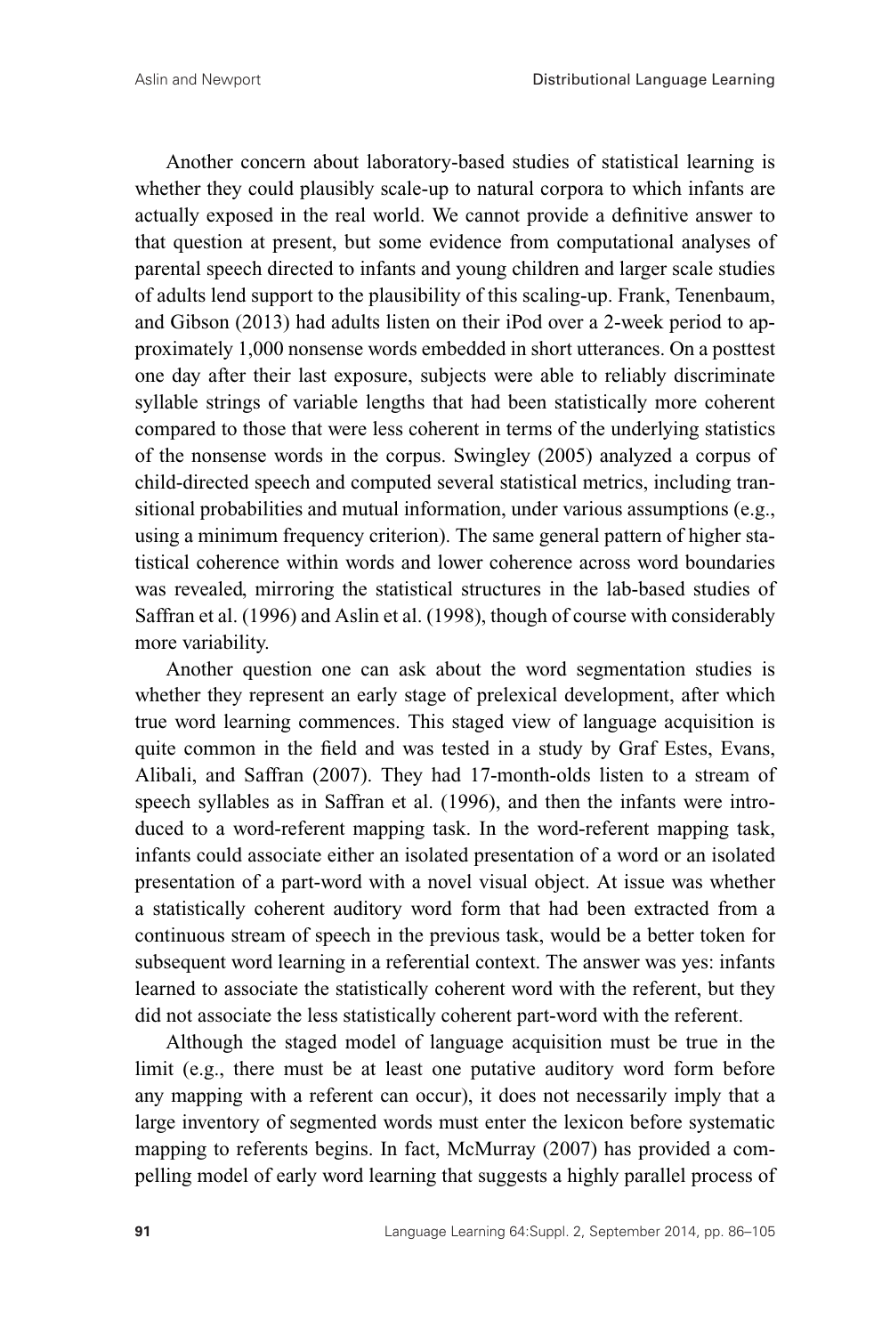Another concern about laboratory-based studies of statistical learning is whether they could plausibly scale-up to natural corpora to which infants are actually exposed in the real world. We cannot provide a definitive answer to that question at present, but some evidence from computational analyses of parental speech directed to infants and young children and larger scale studies of adults lend support to the plausibility of this scaling-up. Frank, Tenenbaum, and Gibson (2013) had adults listen on their iPod over a 2-week period to approximately 1,000 nonsense words embedded in short utterances. On a posttest one day after their last exposure, subjects were able to reliably discriminate syllable strings of variable lengths that had been statistically more coherent compared to those that were less coherent in terms of the underlying statistics of the nonsense words in the corpus. Swingley (2005) analyzed a corpus of child-directed speech and computed several statistical metrics, including transitional probabilities and mutual information, under various assumptions (e.g., using a minimum frequency criterion). The same general pattern of higher statistical coherence within words and lower coherence across word boundaries was revealed, mirroring the statistical structures in the lab-based studies of Saffran et al. (1996) and Aslin et al. (1998), though of course with considerably more variability.

Another question one can ask about the word segmentation studies is whether they represent an early stage of prelexical development, after which true word learning commences. This staged view of language acquisition is quite common in the field and was tested in a study by Graf Estes, Evans, Alibali, and Saffran (2007). They had 17-month-olds listen to a stream of speech syllables as in Saffran et al. (1996), and then the infants were introduced to a word-referent mapping task. In the word-referent mapping task, infants could associate either an isolated presentation of a word or an isolated presentation of a part-word with a novel visual object. At issue was whether a statistically coherent auditory word form that had been extracted from a continuous stream of speech in the previous task, would be a better token for subsequent word learning in a referential context. The answer was yes: infants learned to associate the statistically coherent word with the referent, but they did not associate the less statistically coherent part-word with the referent.

Although the staged model of language acquisition must be true in the limit (e.g., there must be at least one putative auditory word form before any mapping with a referent can occur), it does not necessarily imply that a large inventory of segmented words must enter the lexicon before systematic mapping to referents begins. In fact, McMurray (2007) has provided a compelling model of early word learning that suggests a highly parallel process of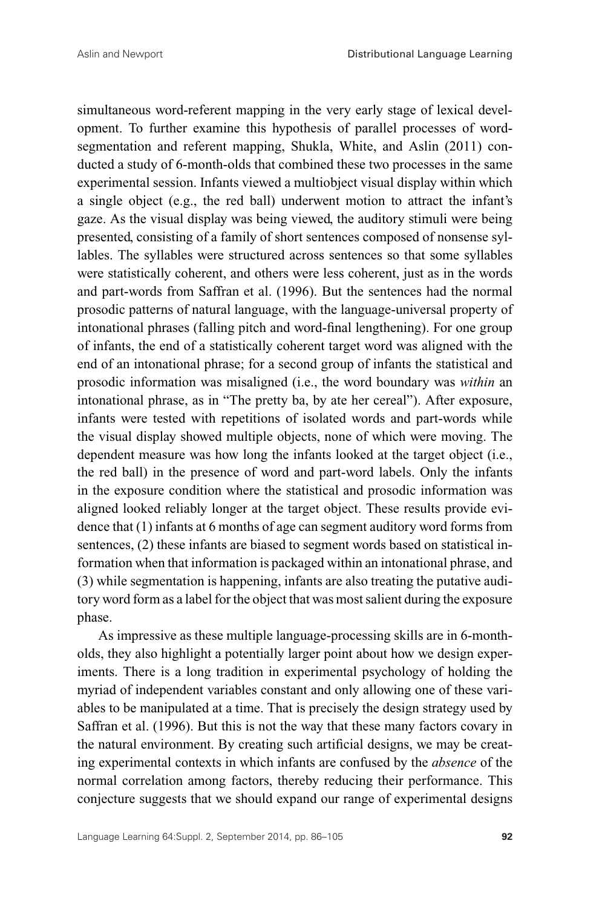simultaneous word-referent mapping in the very early stage of lexical development. To further examine this hypothesis of parallel processes of word-segmentation and referent mapping, Shukla, White, and Aslin (2011) conducted a study of 6-month-olds that combined these two processes in the same experimental session. Infants viewed a multiobject visual display within which a single object (e.g., the red ball) underwent motion to attract the infant's gaze. As the visual display was being viewed, the auditory stimuli were being presented, consisting of a family of short sentences composed of nonsense syllables. The syllables were structured across sentences so that some syllables were statistically coherent, and others were less coherent, just as in the words and part-words from Saffran et al. (1996). But the sentences had the normal prosodic patterns of natural language, with the language-universal property of intonational phrases (falling pitch and word-final lengthening). For one group of infants, the end of a statistically coherent target word was aligned with the end of an intonational phrase; for a second group of infants the statistical and prosodic information was misaligned (i.e., the word boundary was *within* an intonational phrase, as in "The pretty ba, by ate her cereal"). After exposure, infants were tested with repetitions of isolated words and part-words while the visual display showed multiple objects, none of which were moving. The dependent measure was how long the infants looked at the target object (i.e., the red ball) in the presence of word and part-word labels. Only the infants in the exposure condition where the statistical and prosodic information was aligned looked reliably longer at the target object. These results provide evidence that (1) infants at 6 months of age can segment auditory word forms from sentences, (2) these infants are biased to segment words based on statistical information when that information is packaged within an intonational phrase, and (3) while segmentation is happening, infants are also treating the putative auditory word form as a label for the object that was most salient during the exposure phase.

As impressive as these multiple language-processing skills are in 6-month-olds, they also highlight a potentially larger point about how we design experiments. There is a long tradition in experimental psychology of holding the myriad of independent variables constant and only allowing one of these variables to be manipulated at a time. That is precisely the design strategy used by Saffran et al. (1996). But this is not the way that these many factors covary in the natural environment. By creating such artificial designs, we may be creating experimental contexts in which infants are confused by the *absence* of the normal correlation among factors, thereby reducing their performance. This conjecture suggests that we should expand our range of experimental designs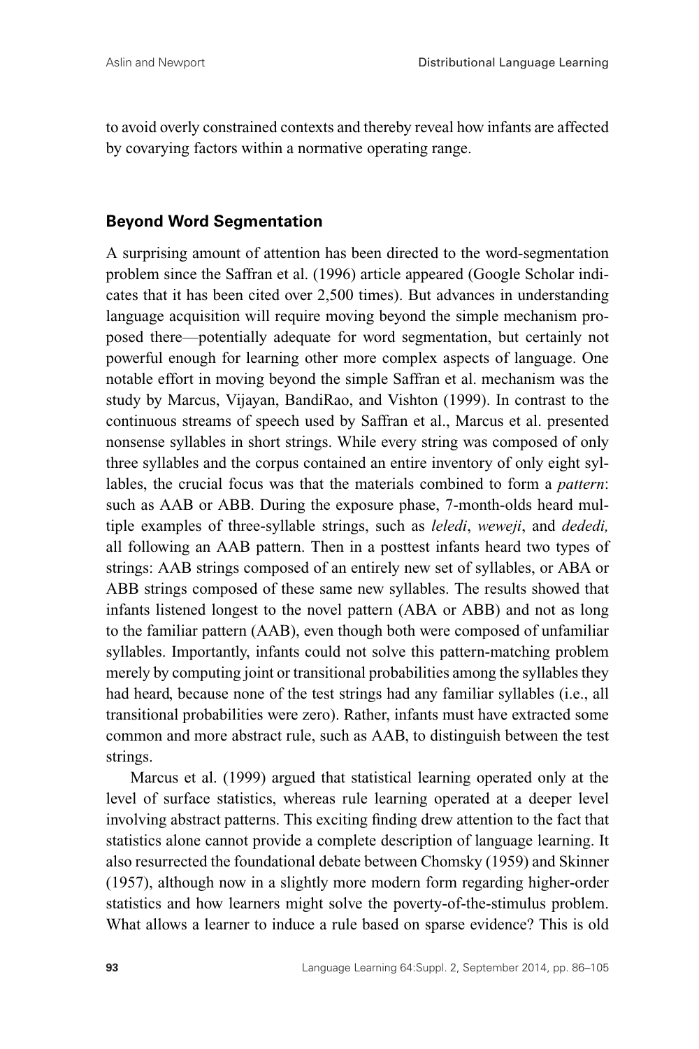to avoid overly constrained contexts and thereby reveal how infants are affected by covarying factors within a normative operating range.

## Beyond Word Segmentation

A surprising amount of attention has been directed to the word-segmentation problem since the Saffran et al. (1996) article appeared (Google Scholar indicates that it has been cited over 2,500 times). But advances in understanding language acquisition will require moving beyond the simple mechanism proposed there—potentially adequate for word segmentation, but certainly not powerful enough for learning other more complex aspects of language. One notable effort in moving beyond the simple Saffran et al. mechanism was the study by Marcus, Vijayan, BandiRao, and Vishton (1999). In contrast to the continuous streams of speech used by Saffran et al., Marcus et al. presented nonsense syllables in short strings. While every string was composed of only three syllables and the corpus contained an entire inventory of only eight syllables, the crucial focus was that the materials combined to form a *pattern*: such as AAB or ABB. During the exposure phase, 7-month-olds heard multiple examples of three-syllable strings, such as *leledi*, *weweji*, and *dededi,* all following an AAB pattern. Then in a posttest infants heard two types of strings: AAB strings composed of an entirely new set of syllables, or ABA or ABB strings composed of these same new syllables. The results showed that infants listened longest to the novel pattern (ABA or ABB) and not as long to the familiar pattern (AAB), even though both were composed of unfamiliar syllables. Importantly, infants could not solve this pattern-matching problem merely by computing joint or transitional probabilities among the syllables they had heard, because none of the test strings had any familiar syllables (i.e., all transitional probabilities were zero). Rather, infants must have extracted some common and more abstract rule, such as AAB, to distinguish between the test strings.

Marcus et al. (1999) argued that statistical learning operated only at the level of surface statistics, whereas rule learning operated at a deeper level involving abstract patterns. This exciting finding drew attention to the fact that statistics alone cannot provide a complete description of language learning. It also resurrected the foundational debate between Chomsky (1959) and Skinner (1957), although now in a slightly more modern form regarding higher-order statistics and how learners might solve the poverty-of-the-stimulus problem. What allows a learner to induce a rule based on sparse evidence? This is old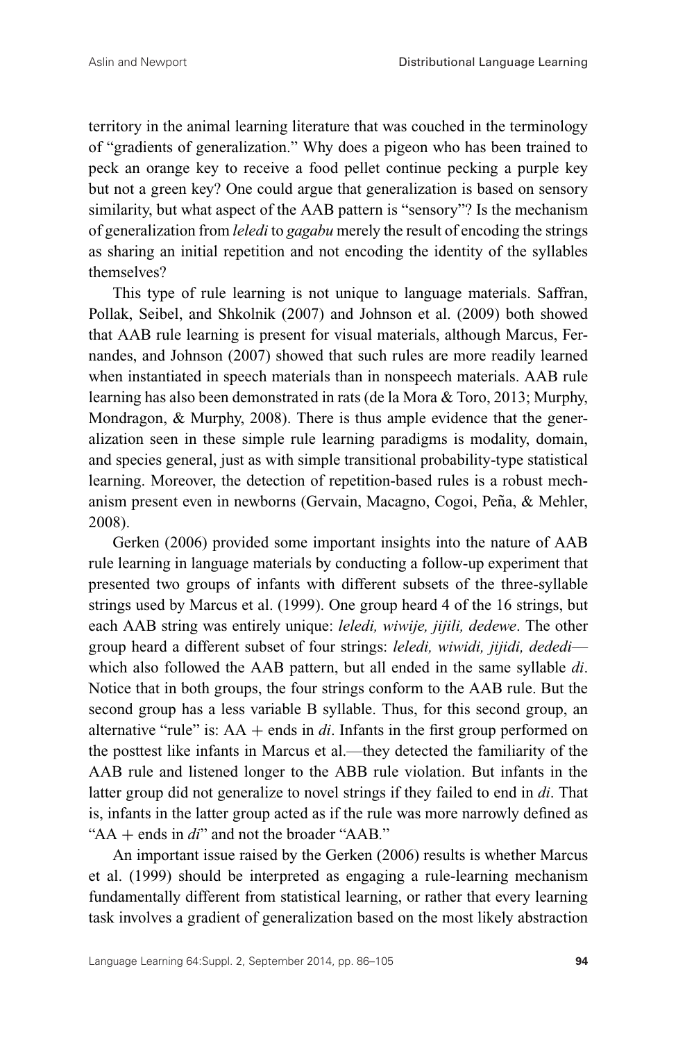territory in the animal learning literature that was couched in the terminology of "gradients of generalization." Why does a pigeon who has been trained to peck an orange key to receive a food pellet continue pecking a purple key but not a green key? One could argue that generalization is based on sensory similarity, but what aspect of the AAB pattern is "sensory"? Is the mechanism of generalization from *leledi* to *gagabu* merely the result of encoding the strings as sharing an initial repetition and not encoding the identity of the syllables themselves?

This type of rule learning is not unique to language materials. Saffran, Pollak, Seibel, and Shkolnik (2007) and Johnson et al. (2009) both showed that AAB rule learning is present for visual materials, although Marcus, Fernandes, and Johnson (2007) showed that such rules are more readily learned when instantiated in speech materials than in nonspeech materials. AAB rule learning has also been demonstrated in rats (de la Mora & Toro, 2013; Murphy, Mondragon, & Murphy, 2008). There is thus ample evidence that the generalization seen in these simple rule learning paradigms is modality, domain, and species general, just as with simple transitional probability-type statistical learning. Moreover, the detection of repetition-based rules is a robust mechanism present even in newborns (Gervain, Macagno, Cogoi, Peña, & Mehler, 2008).

Gerken (2006) provided some important insights into the nature of AAB rule learning in language materials by conducting a follow-up experiment that presented two groups of infants with different subsets of the three-syllable strings used by Marcus et al. (1999). One group heard 4 of the 16 strings, but each AAB string was entirely unique: *leledi, wiwije, jijili, dedewe*. The other group heard a different subset of four strings: *leledi, wiwidi, jijidi, dededi*—which also followed the AAB pattern, but all ended in the same syllable *di*. Notice that in both groups, the four strings conform to the AAB rule. But the second group has a less variable B syllable. Thus, for this second group, an alternative "rule" is: AA + ends in *di*. Infants in the first group performed on the posttest like infants in Marcus et al.—they detected the familiarity of the AAB rule and listened longer to the ABB rule violation. But infants in the latter group did not generalize to novel strings if they failed to end in *di*. That is, infants in the latter group acted as if the rule was more narrowly defined as "AA + ends in *di*" and not the broader "AAB."

An important issue raised by the Gerken (2006) results is whether Marcus et al. (1999) should be interpreted as engaging a rule-learning mechanism fundamentally different from statistical learning, or rather that every learning task involves a gradient of generalization based on the most likely abstraction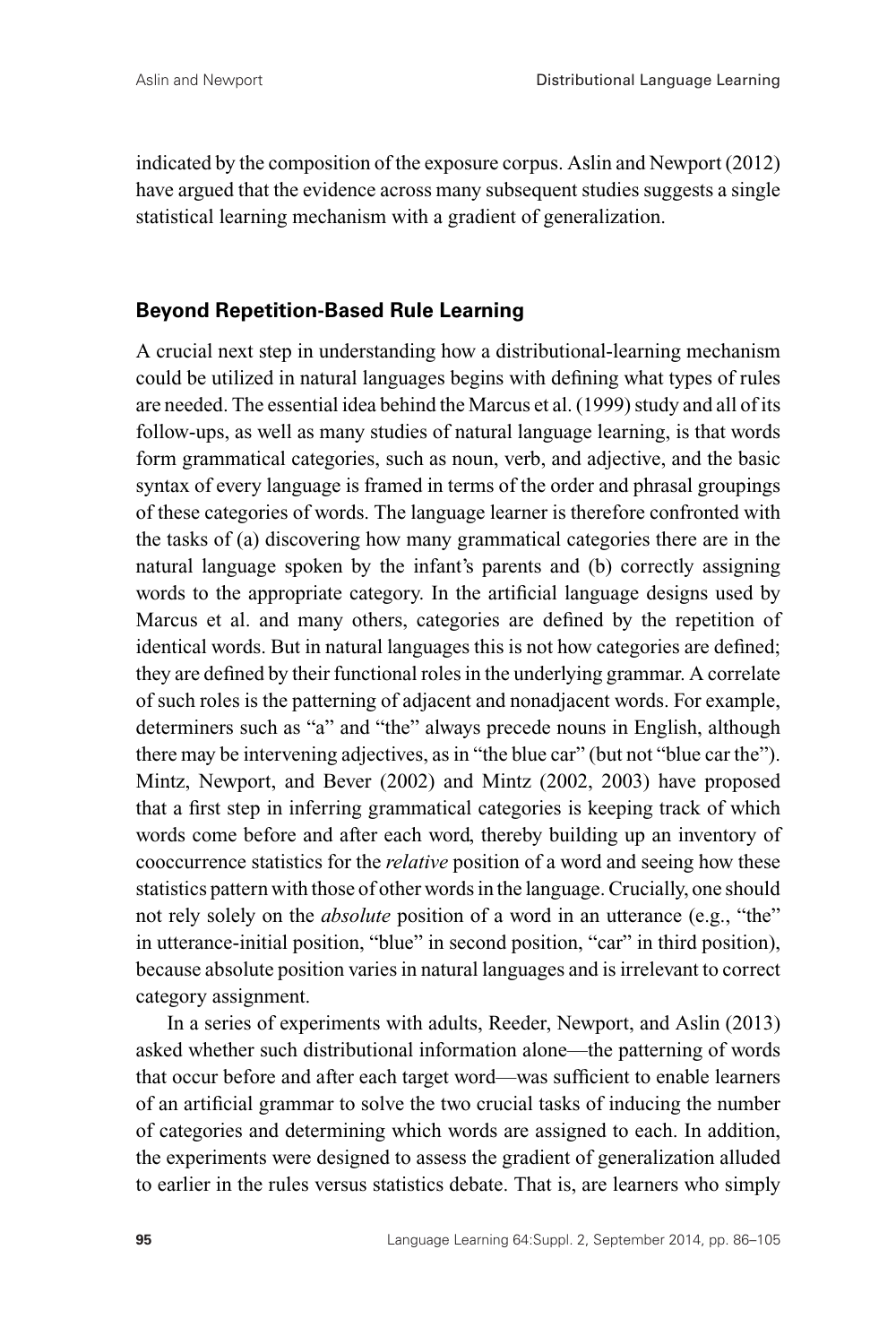indicated by the composition of the exposure corpus. Aslin and Newport (2012) have argued that the evidence across many subsequent studies suggests a single statistical learning mechanism with a gradient of generalization.

## Beyond Repetition-Based Rule Learning

A crucial next step in understanding how a distributional-learning mechanism could be utilized in natural languages begins with defining what types of rules are needed. The essential idea behind the Marcus et al. (1999) study and all of its follow-ups, as well as many studies of natural language learning, is that words form grammatical categories, such as noun, verb, and adjective, and the basic syntax of every language is framed in terms of the order and phrasal groupings of these categories of words. The language learner is therefore confronted with the tasks of (a) discovering how many grammatical categories there are in the natural language spoken by the infant's parents and (b) correctly assigning words to the appropriate category. In the artificial language designs used by Marcus et al. and many others, categories are defined by the repetition of identical words. But in natural languages this is not how categories are defined; they are defined by their functional roles in the underlying grammar. A correlate of such roles is the patterning of adjacent and nonadjacent words. For example, determiners such as "a" and "the" always precede nouns in English, although there may be intervening adjectives, as in "the blue car" (but not "blue car the"). Mintz, Newport, and Bever (2002) and Mintz (2002, 2003) have proposed that a first step in inferring grammatical categories is keeping track of which words come before and after each word, thereby building up an inventory of cooccurrence statistics for the *relative* position of a word and seeing how these statistics pattern with those of other words in the language. Crucially, one should not rely solely on the *absolute* position of a word in an utterance (e.g., "the" in utterance-initial position, "blue" in second position, "car" in third position), because absolute position varies in natural languages and is irrelevant to correct category assignment.

In a series of experiments with adults, Reeder, Newport, and Aslin (2013) asked whether such distributional information alone—the patterning of words that occur before and after each target word—was sufficient to enable learners of an artificial grammar to solve the two crucial tasks of inducing the number of categories and determining which words are assigned to each. In addition, the experiments were designed to assess the gradient of generalization alluded to earlier in the rules versus statistics debate. That is, are learners who simply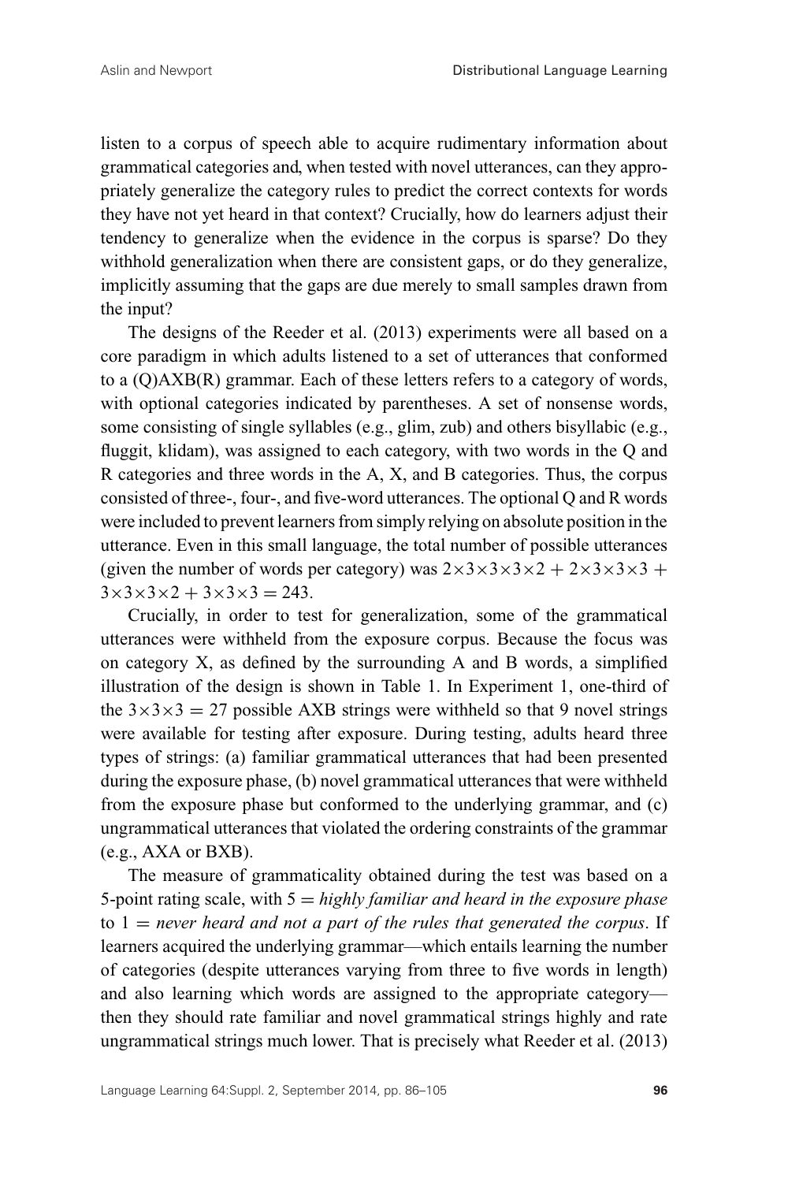listen to a corpus of speech able to acquire rudimentary information about grammatical categories and, when tested with novel utterances, can they appropriately generalize the category rules to predict the correct contexts for words they have not yet heard in that context? Crucially, how do learners adjust their tendency to generalize when the evidence in the corpus is sparse? Do they withhold generalization when there are consistent gaps, or do they generalize, implicitly assuming that the gaps are due merely to small samples drawn from the input?

The designs of the Reeder et al. (2013) experiments were all based on a core paradigm in which adults listened to a set of utterances that conformed to a (Q)AXB(R) grammar. Each of these letters refers to a category of words, with optional categories indicated by parentheses. A set of nonsense words, some consisting of single syllables (e.g., glim, zub) and others bisyllabic (e.g., fluggit, klidam), was assigned to each category, with two words in the Q and R categories and three words in the A, X, and B categories. Thus, the corpus consisted of three-, four-, and five-word utterances. The optional Q and R words were included to prevent learners from simply relying on absolute position in the utterance. Even in this small language, the total number of possible utterances (given the number of words per category) was $2\times3\times3\times3\times2 + 2\times3\times3\times3 + 3\times3\times3\times2 + 3\times3\times3 = 243$.

Crucially, in order to test for generalization, some of the grammatical utterances were withheld from the exposure corpus. Because the focus was on category X, as defined by the surrounding A and B words, a simplified illustration of the design is shown in Table 1. In Experiment 1, one-third of the $3\times3\times3 = 27$ possible AXB strings were withheld so that 9 novel strings were available for testing after exposure. During testing, adults heard three types of strings: (a) familiar grammatical utterances that had been presented during the exposure phase, (b) novel grammatical utterances that were withheld from the exposure phase but conformed to the underlying grammar, and (c) ungrammatical utterances that violated the ordering constraints of the grammar (e.g., AXA or BXB).

The measure of grammaticality obtained during the test was based on a 5-point rating scale, with 5 = *highly familiar and heard in the exposure phase* to 1 = *never heard and not a part of the rules that generated the corpus*. If learners acquired the underlying grammar—which entails learning the number of categories (despite utterances varying from three to five words in length) and also learning which words are assigned to the appropriate category—then they should rate familiar and novel grammatical strings highly and rate ungrammatical strings much lower. That is precisely what Reeder et al. (2013)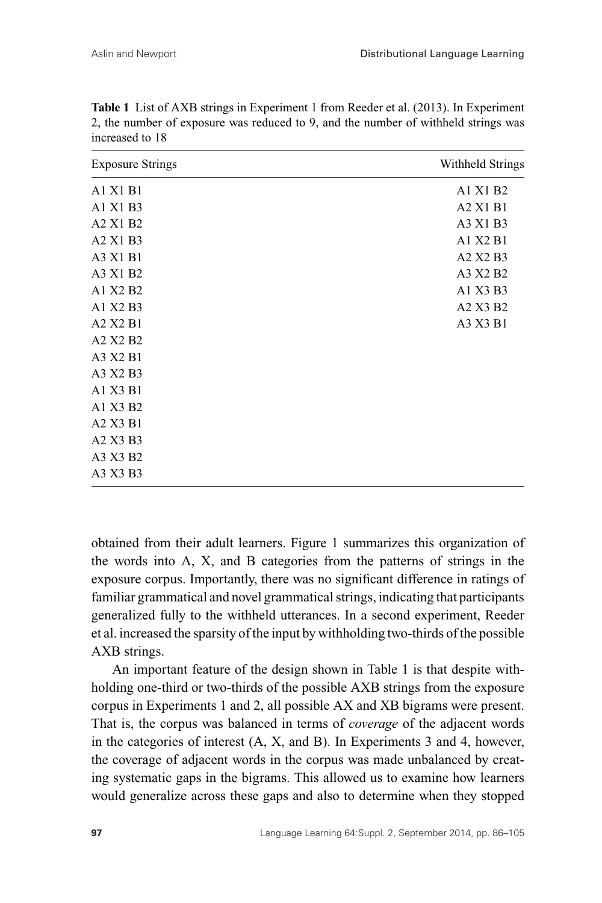**Table 1** List of AXB strings in Experiment 1 from Reeder et al. (2013). In Experiment 2, the number of exposure was reduced to 9, and the number of withheld strings was increased to 18

| Exposure Strings | Withheld Strings |
|---|---|
| A1 X1 B1 | A1 X1 B2 |
| A1 X1 B3 | A2 X1 B1 |
| A2 X1 B2 | A3 X1 B3 |
| A2 X1 B3 | A1 X2 B1 |
| A3 X1 B1 | A2 X2 B3 |
| A3 X1 B2 | A3 X2 B2 |
| A1 X2 B2 | A1 X3 B3 |
| A1 X2 B3 | A2 X3 B2 |
| A2 X2 B1 | A3 X3 B1 |
| A2 X2 B2 | |
| A3 X2 B1 | |
| A3 X2 B3 | |
| A1 X3 B1 | |
| A1 X3 B2 | |
| A2 X3 B1 | |
| A2 X3 B3 | |
| A3 X3 B2 | |
| A3 X3 B3 | |

obtained from their adult learners. Figure 1 summarizes this organization of the words into A, X, and B categories from the patterns of strings in the exposure corpus. Importantly, there was no significant difference in ratings of familiar grammatical and novel grammatical strings, indicating that participants generalized fully to the withheld utterances. In a second experiment, Reeder et al. increased the sparsity of the input by withholding two-thirds of the possible AXB strings.

An important feature of the design shown in Table 1 is that despite withholding one-third or two-thirds of the possible AXB strings from the exposure corpus in Experiments 1 and 2, all possible AX and XB bigrams were present. That is, the corpus was balanced in terms of *coverage* of the adjacent words in the categories of interest (A, X, and B). In Experiments 3 and 4, however, the coverage of adjacent words in the corpus was made unbalanced by creating systematic gaps in the bigrams. This allowed us to examine how learners would generalize across these gaps and also to determine when they stopped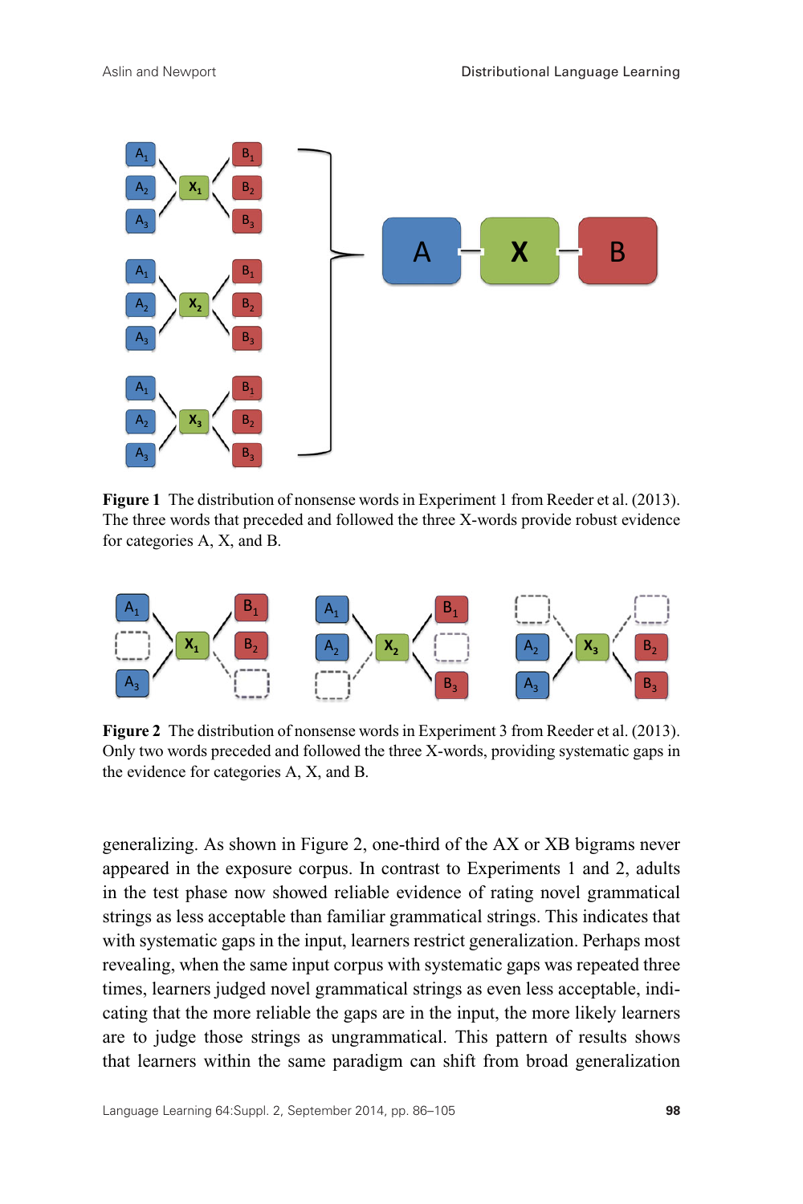A X B

**Figure 1** The distribution of nonsense words in Experiment 1 from Reeder et al. (2013). The three words that preceded and followed the three X-words provide robust evidence for categories A, X, and B.

**Figure 2** The distribution of nonsense words in Experiment 3 from Reeder et al. (2013). Only two words preceded and followed the three X-words, providing systematic gaps in the evidence for categories A, X, and B.

generalizing. As shown in Figure 2, one-third of the AX or XB bigrams never appeared in the exposure corpus. In contrast to Experiments 1 and 2, adults in the test phase now showed reliable evidence of rating novel grammatical strings as less acceptable than familiar grammatical strings. This indicates that with systematic gaps in the input, learners restrict generalization. Perhaps most revealing, when the same input corpus with systematic gaps was repeated three times, learners judged novel grammatical strings as even less acceptable, indicating that the more reliable the gaps are in the input, the more likely learners are to judge those strings as ungrammatical. This pattern of results shows that learners within the same paradigm can shift from broad generalization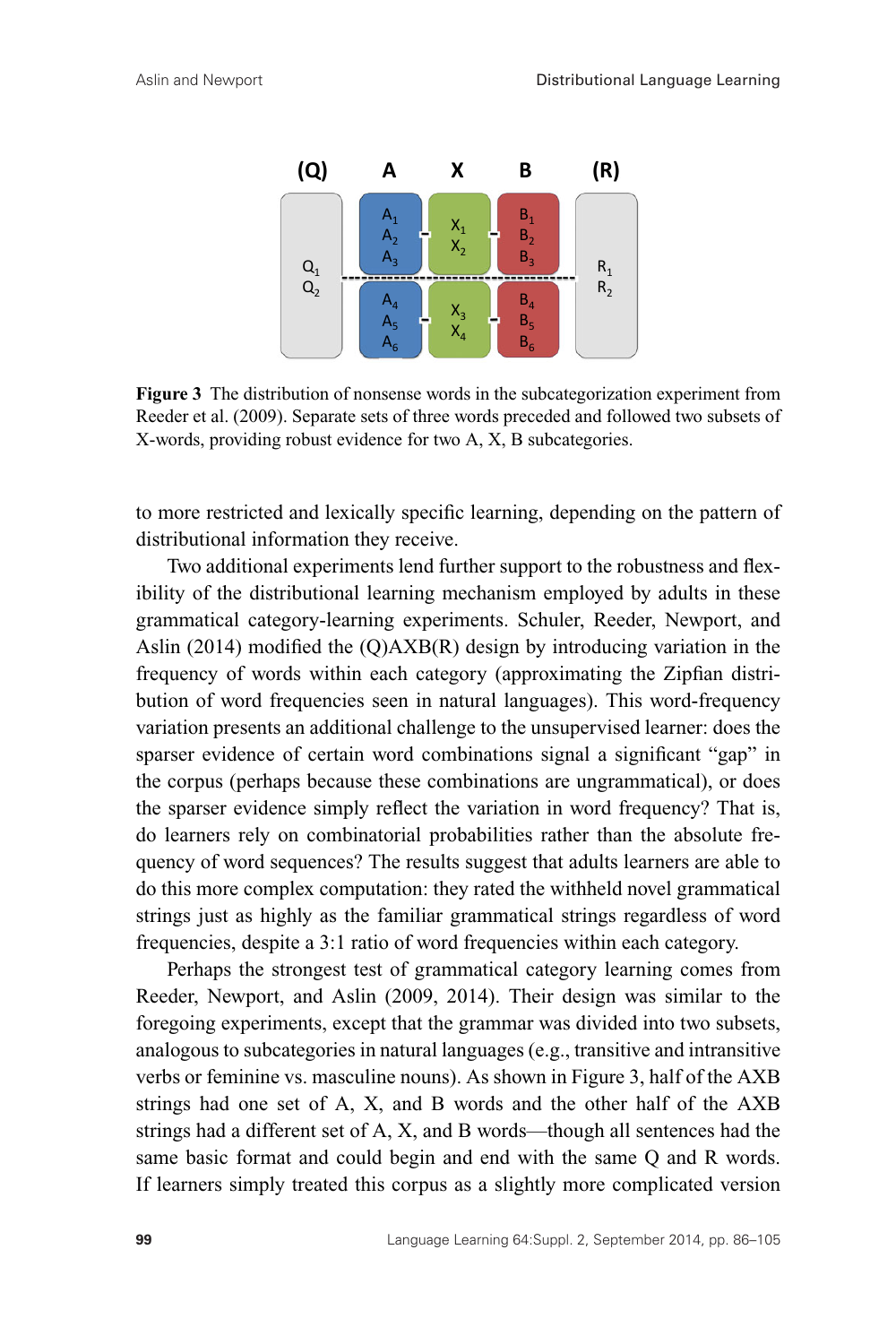(Q) A X B (R)

$Q_1$
$Q_2$

$A_1$
$A_2$
$A_3$

$X_1$
$X_2$

$B_1$
$B_2$
$B_3$

$A_4$
$A_5$
$A_6$

$X_3$
$X_4$

$B_4$
$B_5$
$B_6$

$R_1$
$R_2$

**Figure 3** The distribution of nonsense words in the subcategorization experiment from Reeder et al. (2009). Separate sets of three words preceded and followed two subsets of X-words, providing robust evidence for two A, X, B subcategories.

to more restricted and lexically specific learning, depending on the pattern of distributional information they receive.

Two additional experiments lend further support to the robustness and flexibility of the distributional learning mechanism employed by adults in these grammatical category-learning experiments. Schuler, Reeder, Newport, and Aslin (2014) modified the (Q)AXB(R) design by introducing variation in the frequency of words within each category (approximating the Zipfian distribution of word frequencies seen in natural languages). This word-frequency variation presents an additional challenge to the unsupervised learner: does the sparser evidence of certain word combinations signal a significant "gap" in the corpus (perhaps because these combinations are ungrammatical), or does the sparser evidence simply reflect the variation in word frequency? That is, do learners rely on combinatorial probabilities rather than the absolute frequency of word sequences? The results suggest that adults learners are able to do this more complex computation: they rated the withheld novel grammatical strings just as highly as the familiar grammatical strings regardless of word frequencies, despite a 3:1 ratio of word frequencies within each category.

Perhaps the strongest test of grammatical category learning comes from Reeder, Newport, and Aslin (2009, 2014). Their design was similar to the foregoing experiments, except that the grammar was divided into two subsets, analogous to subcategories in natural languages (e.g., transitive and intransitive verbs or feminine vs. masculine nouns). As shown in Figure 3, half of the AXB strings had one set of A, X, and B words and the other half of the AXB strings had a different set of A, X, and B words—though all sentences had the same basic format and could begin and end with the same Q and R words. If learners simply treated this corpus as a slightly more complicated version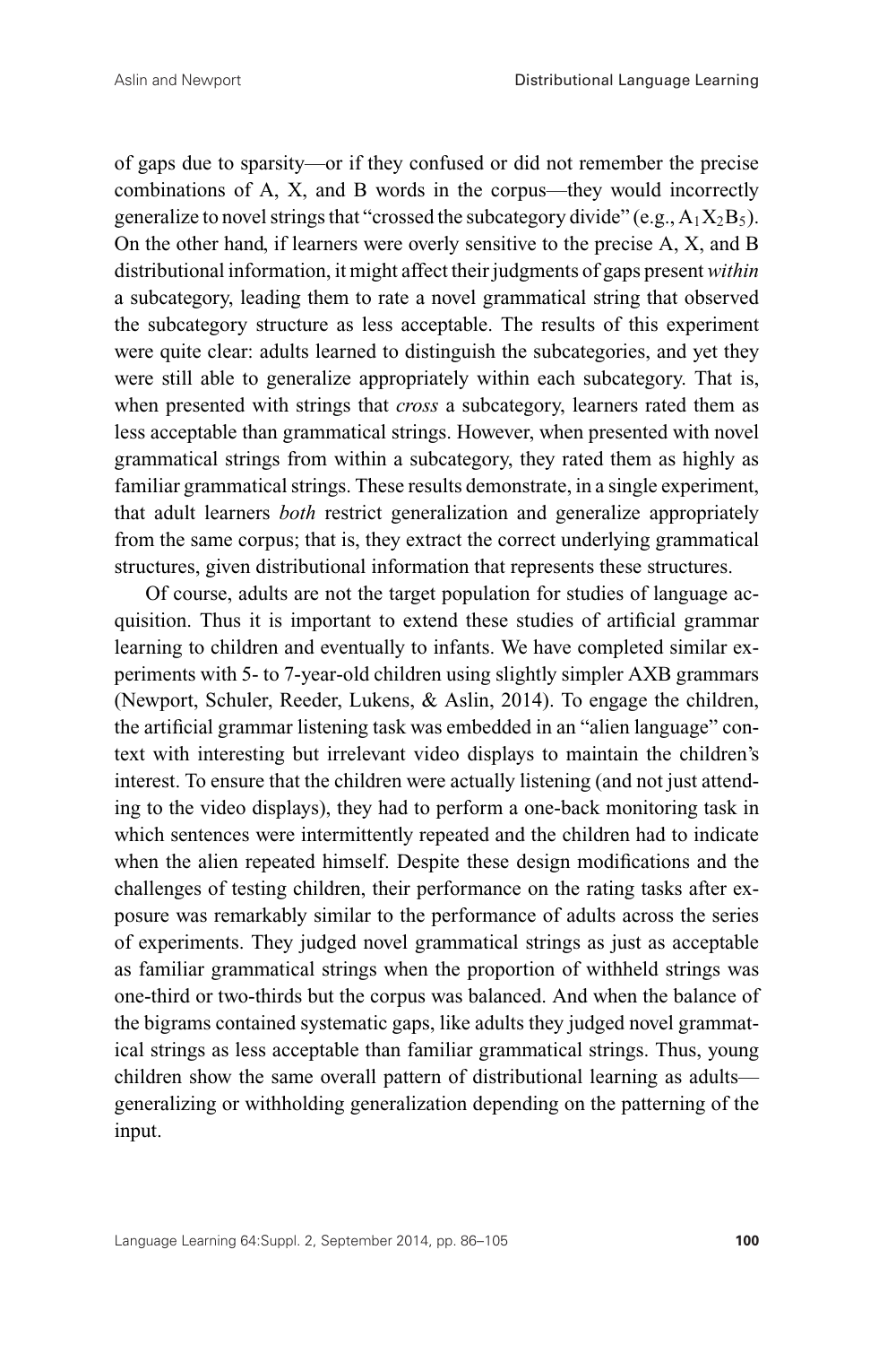of gaps due to sparsity—or if they confused or did not remember the precise combinations of A, X, and B words in the corpus—they would incorrectly generalize to novel strings that "crossed the subcategory divide" (e.g., $A_1X_2B_5$). On the other hand, if learners were overly sensitive to the precise A, X, and B distributional information, it might affect their judgments of gaps present *within* a subcategory, leading them to rate a novel grammatical string that observed the subcategory structure as less acceptable. The results of this experiment were quite clear: adults learned to distinguish the subcategories, and yet they were still able to generalize appropriately within each subcategory. That is, when presented with strings that *cross* a subcategory, learners rated them as less acceptable than grammatical strings. However, when presented with novel grammatical strings from within a subcategory, they rated them as highly as familiar grammatical strings. These results demonstrate, in a single experiment, that adult learners *both* restrict generalization and generalize appropriately from the same corpus; that is, they extract the correct underlying grammatical structures, given distributional information that represents these structures.

Of course, adults are not the target population for studies of language acquisition. Thus it is important to extend these studies of artificial grammar learning to children and eventually to infants. We have completed similar experiments with 5- to 7-year-old children using slightly simpler AXB grammars (Newport, Schuler, Reeder, Lukens, & Aslin, 2014). To engage the children, the artificial grammar listening task was embedded in an "alien language" context with interesting but irrelevant video displays to maintain the children's interest. To ensure that the children were actually listening (and not just attending to the video displays), they had to perform a one-back monitoring task in which sentences were intermittently repeated and the children had to indicate when the alien repeated himself. Despite these design modifications and the challenges of testing children, their performance on the rating tasks after exposure was remarkably similar to the performance of adults across the series of experiments. They judged novel grammatical strings as just as acceptable as familiar grammatical strings when the proportion of withheld strings was one-third or two-thirds but the corpus was balanced. And when the balance of the bigrams contained systematic gaps, like adults they judged novel grammatical strings as less acceptable than familiar grammatical strings. Thus, young children show the same overall pattern of distributional learning as adults—generalizing or withholding generalization depending on the patterning of the input.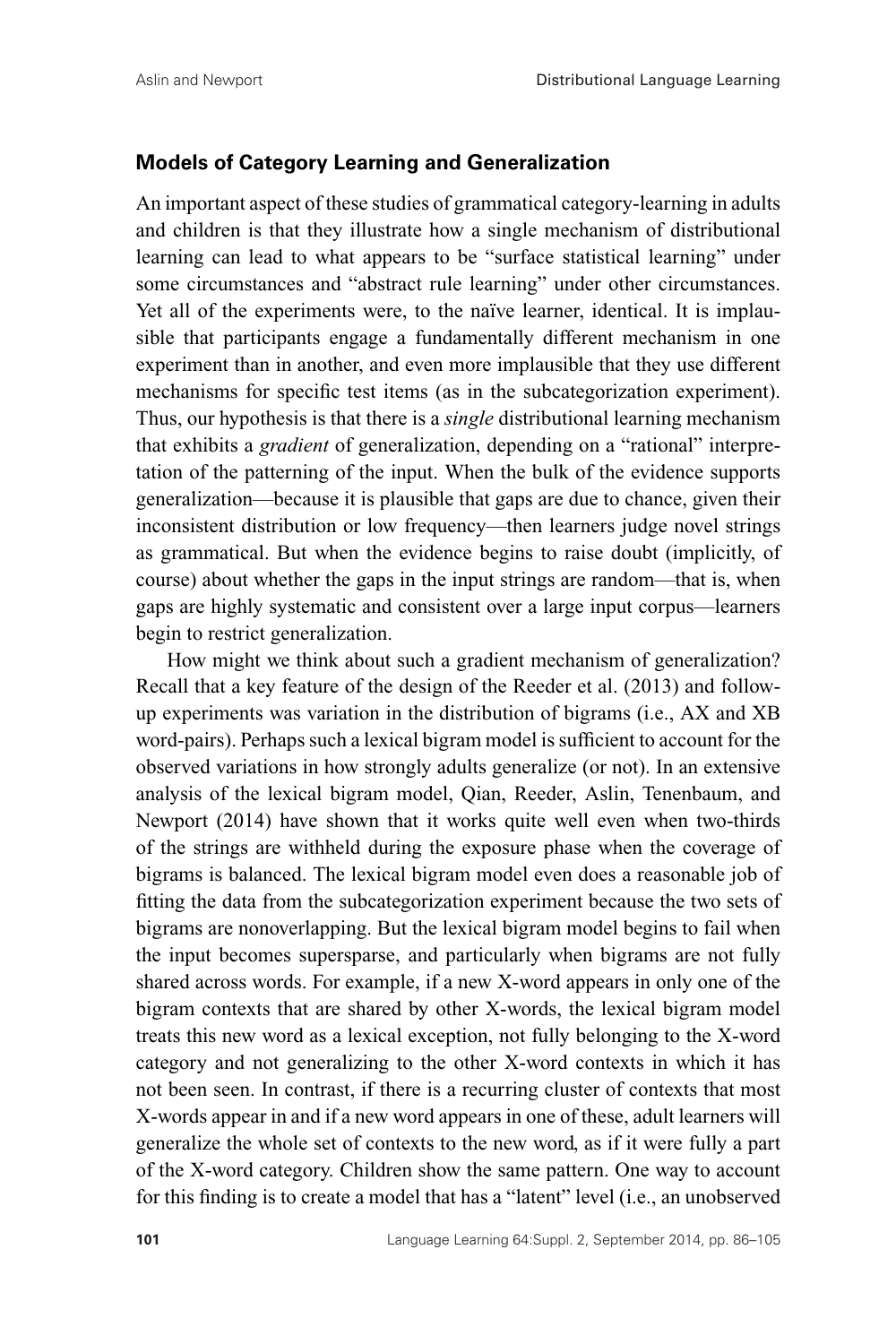### Models of Category Learning and Generalization

An important aspect of these studies of grammatical category-learning in adults and children is that they illustrate how a single mechanism of distributional learning can lead to what appears to be "surface statistical learning" under some circumstances and "abstract rule learning" under other circumstances. Yet all of the experiments were, to the naïve learner, identical. It is implausible that participants engage a fundamentally different mechanism in one experiment than in another, and even more implausible that they use different mechanisms for specific test items (as in the subcategorization experiment). Thus, our hypothesis is that there is a *single* distributional learning mechanism that exhibits a *gradient* of generalization, depending on a "rational" interpretation of the patterning of the input. When the bulk of the evidence supports generalization—because it is plausible that gaps are due to chance, given their inconsistent distribution or low frequency—then learners judge novel strings as grammatical. But when the evidence begins to raise doubt (implicitly, of course) about whether the gaps in the input strings are random—that is, when gaps are highly systematic and consistent over a large input corpus—learners begin to restrict generalization.

How might we think about such a gradient mechanism of generalization? Recall that a key feature of the design of the Reeder et al. (2013) and follow-up experiments was variation in the distribution of bigrams (i.e., AX and XB word-pairs). Perhaps such a lexical bigram model is sufficient to account for the observed variations in how strongly adults generalize (or not). In an extensive analysis of the lexical bigram model, Qian, Reeder, Aslin, Tenenbaum, and Newport (2014) have shown that it works quite well even when two-thirds of the strings are withheld during the exposure phase when the coverage of bigrams is balanced. The lexical bigram model even does a reasonable job of fitting the data from the subcategorization experiment because the two sets of bigrams are nonoverlapping. But the lexical bigram model begins to fail when the input becomes supersparse, and particularly when bigrams are not fully shared across words. For example, if a new X-word appears in only one of the bigram contexts that are shared by other X-words, the lexical bigram model treats this new word as a lexical exception, not fully belonging to the X-word category and not generalizing to the other X-word contexts in which it has not been seen. In contrast, if there is a recurring cluster of contexts that most X-words appear in and if a new word appears in one of these, adult learners will generalize the whole set of contexts to the new word, as if it were fully a part of the X-word category. Children show the same pattern. One way to account for this finding is to create a model that has a "latent" level (i.e., an unobserved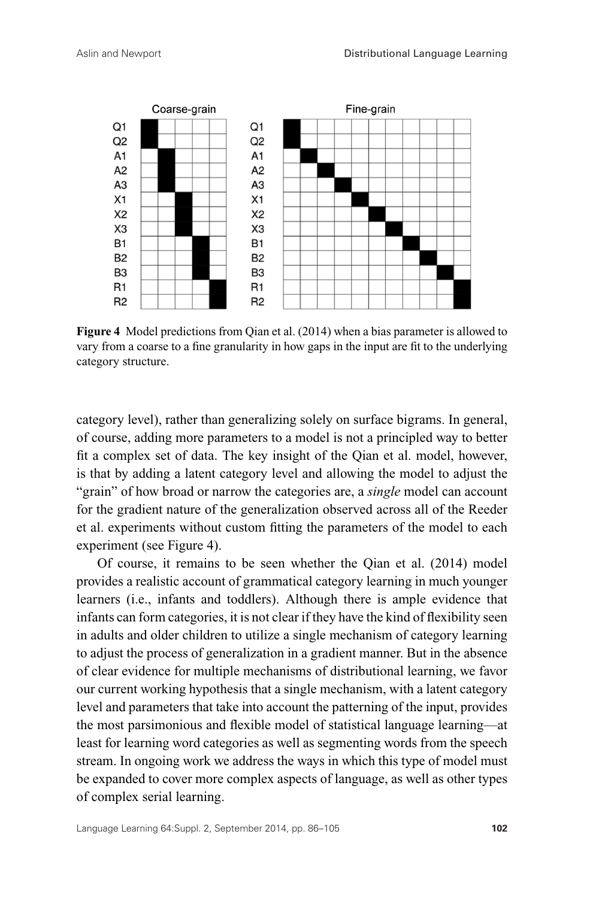Coarse-grain

Q1
Q2
A1
A2
A3
X1
X2
X3
B1
B2
B3
R1
R2

Fine-grain

Q1
Q2
A1
A2
A3
X1
X2
X3
B1
B2
B3
R1
R2

**Figure 4** Model predictions from Qian et al. (2014) when a bias parameter is allowed to vary from a coarse to a fine granularity in how gaps in the input are fit to the underlying category structure.

category level), rather than generalizing solely on surface bigrams. In general, of course, adding more parameters to a model is not a principled way to better fit a complex set of data. The key insight of the Qian et al. model, however, is that by adding a latent category level and allowing the model to adjust the "grain" of how broad or narrow the categories are, a *single* model can account for the gradient nature of the generalization observed across all of the Reeder et al. experiments without custom fitting the parameters of the model to each experiment (see Figure 4).

Of course, it remains to be seen whether the Qian et al. (2014) model provides a realistic account of grammatical category learning in much younger learners (i.e., infants and toddlers). Although there is ample evidence that infants can form categories, it is not clear if they have the kind of flexibility seen in adults and older children to utilize a single mechanism of category learning to adjust the process of generalization in a gradient manner. But in the absence of clear evidence for multiple mechanisms of distributional learning, we favor our current working hypothesis that a single mechanism, with a latent category level and parameters that take into account the patterning of the input, provides the most parsimonious and flexible model of statistical language learning—at least for learning word categories as well as segmenting words from the speech stream. In ongoing work we address the ways in which this type of model must be expanded to cover more complex aspects of language, as well as other types of complex serial learning.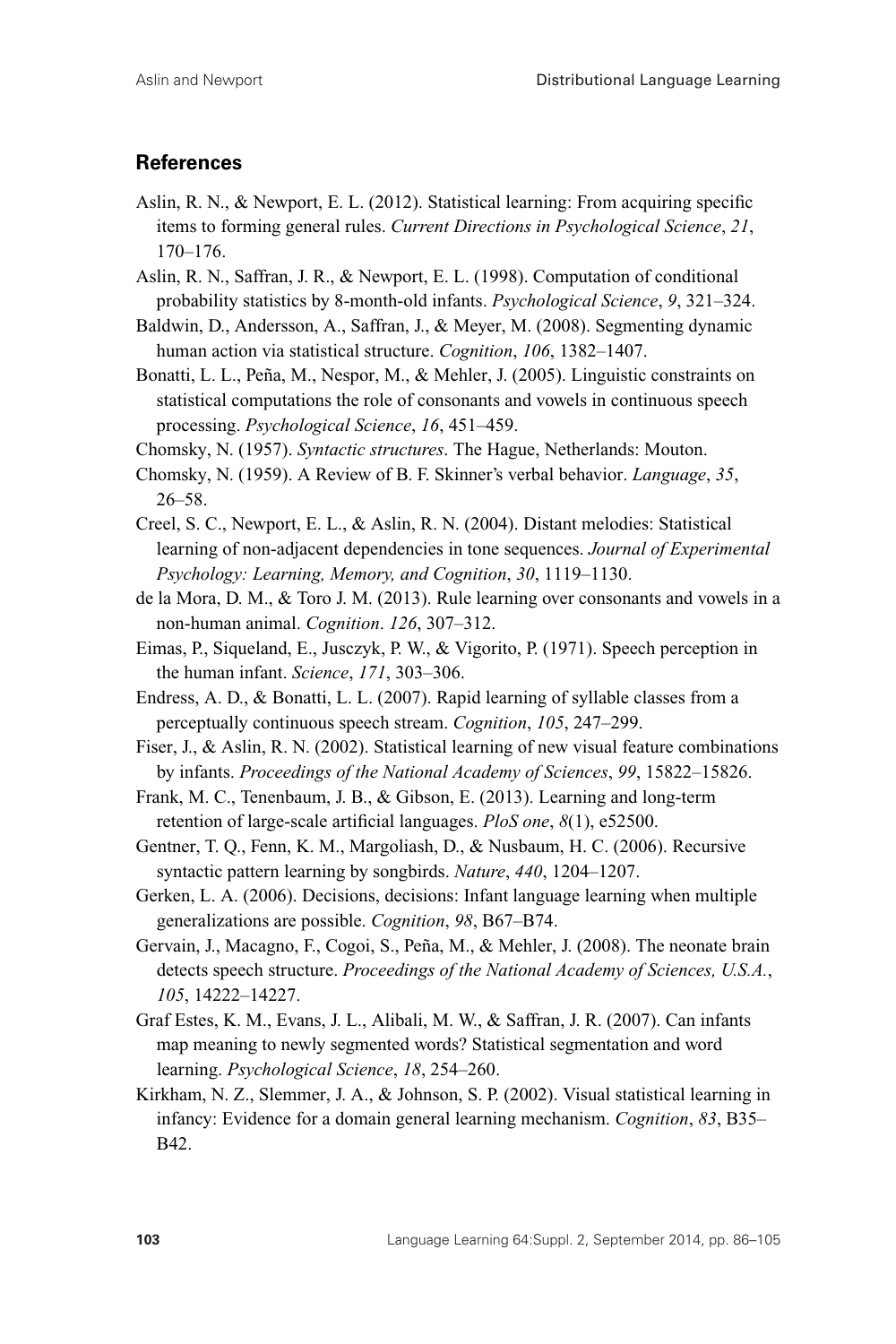## References

Aslin, R. N., & Newport, E. L. (2012). Statistical learning: From acquiring specific items to forming general rules. *Current Directions in Psychological Science*, *21*, 170–176.

Aslin, R. N., Saffran, J. R., & Newport, E. L. (1998). Computation of conditional probability statistics by 8-month-old infants. *Psychological Science*, *9*, 321–324.

Baldwin, D., Andersson, A., Saffran, J., & Meyer, M. (2008). Segmenting dynamic human action via statistical structure. *Cognition*, *106*, 1382–1407.

Bonatti, L. L., Peña, M., Nespor, M., & Mehler, J. (2005). Linguistic constraints on statistical computations the role of consonants and vowels in continuous speech processing. *Psychological Science*, *16*, 451–459.

Chomsky, N. (1957). *Syntactic structures*. The Hague, Netherlands: Mouton.

Chomsky, N. (1959). A Review of B. F. Skinner's verbal behavior. *Language*, *35*, 26–58.

Creel, S. C., Newport, E. L., & Aslin, R. N. (2004). Distant melodies: Statistical learning of non-adjacent dependencies in tone sequences. *Journal of Experimental Psychology: Learning, Memory, and Cognition*, *30*, 1119–1130.

de la Mora, D. M., & Toro J. M. (2013). Rule learning over consonants and vowels in a non-human animal. *Cognition*. *126*, 307–312.

Eimas, P., Siqueland, E., Jusczyk, P. W., & Vigorito, P. (1971). Speech perception in the human infant. *Science*, *171*, 303–306.

Endress, A. D., & Bonatti, L. L. (2007). Rapid learning of syllable classes from a perceptually continuous speech stream. *Cognition*, *105*, 247–299.

Fiser, J., & Aslin, R. N. (2002). Statistical learning of new visual feature combinations by infants. *Proceedings of the National Academy of Sciences*, *99*, 15822–15826.

Frank, M. C., Tenenbaum, J. B., & Gibson, E. (2013). Learning and long-term retention of large-scale artificial languages. *PloS one*, *8*(1), e52500.

Gentner, T. Q., Fenn, K. M., Margoliash, D., & Nusbaum, H. C. (2006). Recursive syntactic pattern learning by songbirds. *Nature*, *440*, 1204–1207.

Gerken, L. A. (2006). Decisions, decisions: Infant language learning when multiple generalizations are possible. *Cognition*, *98*, B67–B74.

Gervain, J., Macagno, F., Cogoi, S., Peña, M., & Mehler, J. (2008). The neonate brain detects speech structure. *Proceedings of the National Academy of Sciences, U.S.A.*, *105*, 14222–14227.

Graf Estes, K. M., Evans, J. L., Alibali, M. W., & Saffran, J. R. (2007). Can infants map meaning to newly segmented words? Statistical segmentation and word learning. *Psychological Science*, *18*, 254–260.

Kirkham, N. Z., Slemmer, J. A., & Johnson, S. P. (2002). Visual statistical learning in infancy: Evidence for a domain general learning mechanism. *Cognition*, *83*, B35–B42.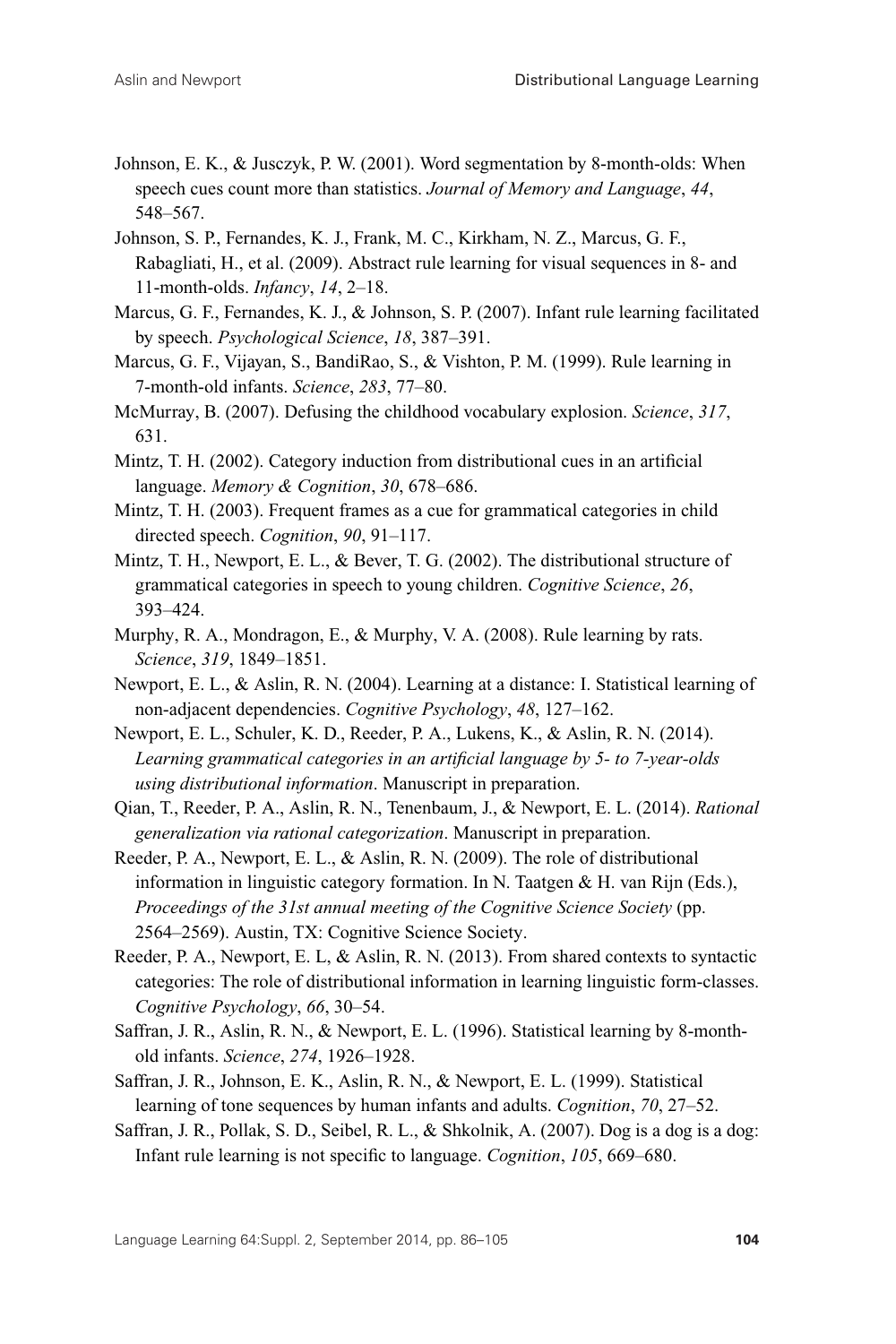Johnson, E. K., & Jusczyk, P. W. (2001). Word segmentation by 8-month-olds: When speech cues count more than statistics. *Journal of Memory and Language*, *44*, 548–567.

Johnson, S. P., Fernandes, K. J., Frank, M. C., Kirkham, N. Z., Marcus, G. F., Rabagliati, H., et al. (2009). Abstract rule learning for visual sequences in 8- and 11-month-olds. *Infancy*, *14*, 2–18.

Marcus, G. F., Fernandes, K. J., & Johnson, S. P. (2007). Infant rule learning facilitated by speech. *Psychological Science*, *18*, 387–391.

Marcus, G. F., Vijayan, S., BandiRao, S., & Vishton, P. M. (1999). Rule learning in 7-month-old infants. *Science*, *283*, 77–80.

McMurray, B. (2007). Defusing the childhood vocabulary explosion. *Science*, *317*, 631.

Mintz, T. H. (2002). Category induction from distributional cues in an artificial language. *Memory & Cognition*, *30*, 678–686.

Mintz, T. H. (2003). Frequent frames as a cue for grammatical categories in child directed speech. *Cognition*, *90*, 91–117.

Mintz, T. H., Newport, E. L., & Bever, T. G. (2002). The distributional structure of grammatical categories in speech to young children. *Cognitive Science*, *26*, 393–424.

Murphy, R. A., Mondragon, E., & Murphy, V. A. (2008). Rule learning by rats. *Science*, *319*, 1849–1851.

Newport, E. L., & Aslin, R. N. (2004). Learning at a distance: I. Statistical learning of non-adjacent dependencies. *Cognitive Psychology*, *48*, 127–162.

Newport, E. L., Schuler, K. D., Reeder, P. A., Lukens, K., & Aslin, R. N. (2014). *Learning grammatical categories in an artificial language by 5- to 7-year-olds using distributional information*. Manuscript in preparation.

Qian, T., Reeder, P. A., Aslin, R. N., Tenenbaum, J., & Newport, E. L. (2014). *Rational generalization via rational categorization*. Manuscript in preparation.

Reeder, P. A., Newport, E. L., & Aslin, R. N. (2009). The role of distributional information in linguistic category formation. In N. Taatgen & H. van Rijn (Eds.), *Proceedings of the 31st annual meeting of the Cognitive Science Society* (pp. 2564–2569). Austin, TX: Cognitive Science Society.

Reeder, P. A., Newport, E. L, & Aslin, R. N. (2013). From shared contexts to syntactic categories: The role of distributional information in learning linguistic form-classes. *Cognitive Psychology*, *66*, 30–54.

Saffran, J. R., Aslin, R. N., & Newport, E. L. (1996). Statistical learning by 8-month-old infants. *Science*, *274*, 1926–1928.

Saffran, J. R., Johnson, E. K., Aslin, R. N., & Newport, E. L. (1999). Statistical learning of tone sequences by human infants and adults. *Cognition*, *70*, 27–52.

Saffran, J. R., Pollak, S. D., Seibel, R. L., & Shkolnik, A. (2007). Dog is a dog is a dog: Infant rule learning is not specific to language. *Cognition*, *105*, 669–680.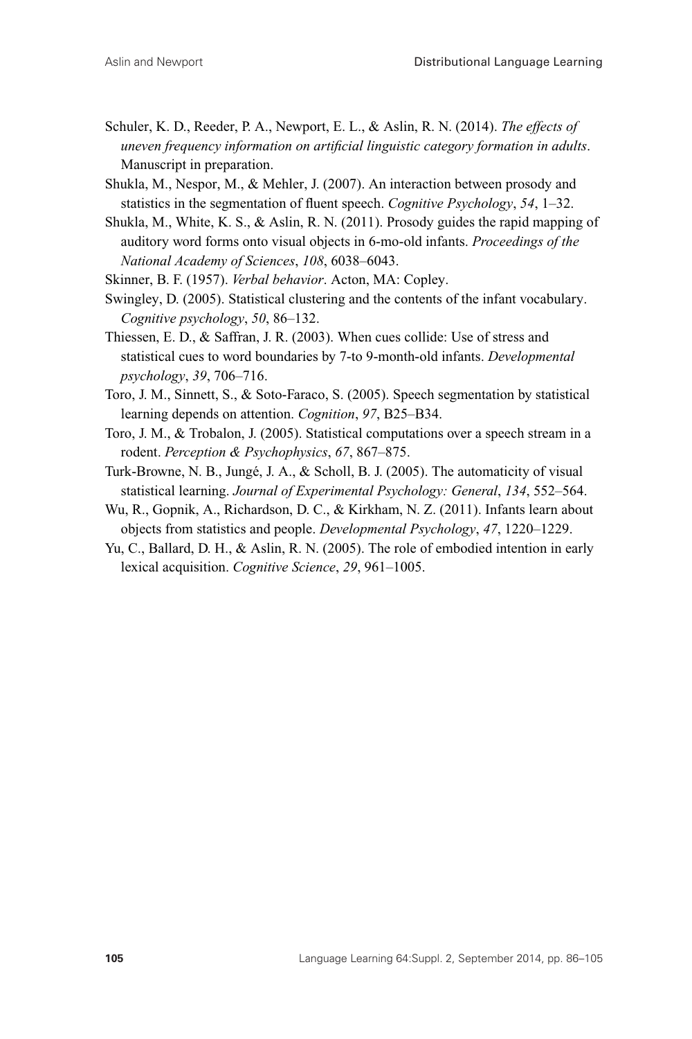Schuler, K. D., Reeder, P. A., Newport, E. L., & Aslin, R. N. (2014). *The effects of uneven frequency information on artificial linguistic category formation in adults*. Manuscript in preparation.

Shukla, M., Nespor, M., & Mehler, J. (2007). An interaction between prosody and statistics in the segmentation of fluent speech. *Cognitive Psychology*, *54*, 1–32.

Shukla, M., White, K. S., & Aslin, R. N. (2011). Prosody guides the rapid mapping of auditory word forms onto visual objects in 6-mo-old infants. *Proceedings of the National Academy of Sciences*, *108*, 6038–6043.

Skinner, B. F. (1957). *Verbal behavior*. Acton, MA: Copley.

Swingley, D. (2005). Statistical clustering and the contents of the infant vocabulary. *Cognitive psychology*, *50*, 86–132.

Thiessen, E. D., & Saffran, J. R. (2003). When cues collide: Use of stress and statistical cues to word boundaries by 7-to 9-month-old infants. *Developmental psychology*, *39*, 706–716.

Toro, J. M., Sinnett, S., & Soto-Faraco, S. (2005). Speech segmentation by statistical learning depends on attention. *Cognition*, *97*, B25–B34.

Toro, J. M., & Trobalon, J. (2005). Statistical computations over a speech stream in a rodent. *Perception & Psychophysics*, *67*, 867–875.

Turk-Browne, N. B., Jungé, J. A., & Scholl, B. J. (2005). The automaticity of visual statistical learning. *Journal of Experimental Psychology: General*, *134*, 552–564.

Wu, R., Gopnik, A., Richardson, D. C., & Kirkham, N. Z. (2011). Infants learn about objects from statistics and people. *Developmental Psychology*, *47*, 1220–1229.

Yu, C., Ballard, D. H., & Aslin, R. N. (2005). The role of embodied intention in early lexical acquisition. *Cognitive Science*, *29*, 961–1005.